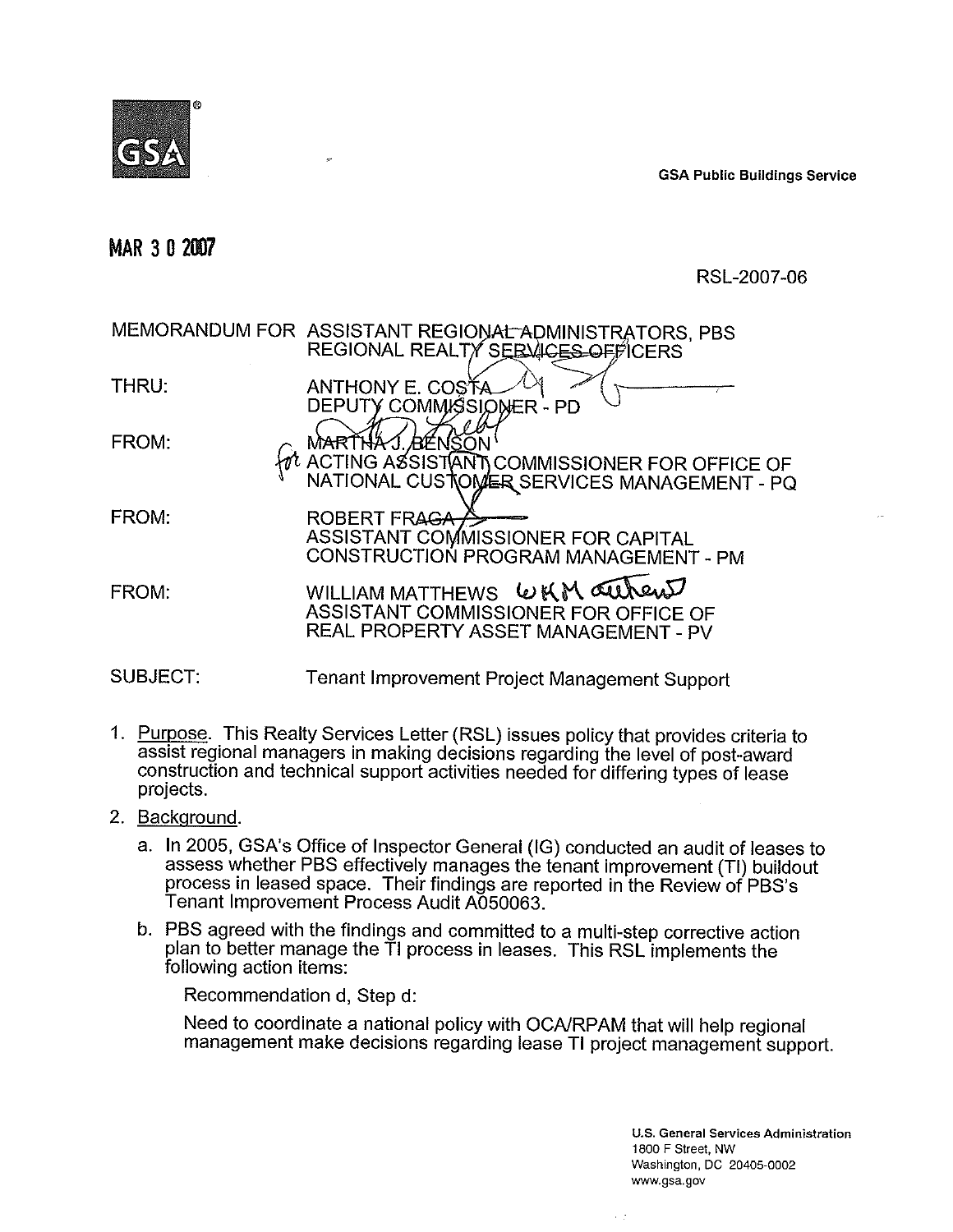GSA Public Buildings Service

MAR 3 0 2007

RSL-2007-06

MEMORANDUM FOR ASSISTANT REGIONAL ADMINISTRATORS, PBS
REGIONAL REALTY SERVICES OFFICERS

THRU: ANTHONY E. COSTA
DEPUTY COMMISSIONER - PD

FROM: MARTHA J. BENSON
ACTING ASSISTANT COMMISSIONER FOR OFFICE OF NATIONAL CUSTOMER SERVICES MANAGEMENT - PQ

FROM: ROBERT FRAGA
ASSISTANT COMMISSIONER FOR CAPITAL CONSTRUCTION PROGRAM MANAGEMENT - PM

FROM: WILLIAM MATTHEWS
ASSISTANT COMMISSIONER FOR OFFICE OF REAL PROPERTY ASSET MANAGEMENT - PV

SUBJECT: Tenant Improvement Project Management Support

1. Purpose. This Realty Services Letter (RSL) issues policy that provides criteria to assist regional managers in making decisions regarding the level of post-award construction and technical support activities needed for differing types of lease projects.

2. Background.

   a. In 2005, GSA's Office of Inspector General (IG) conducted an audit of leases to assess whether PBS effectively manages the tenant improvement (TI) buildout process in leased space. Their findings are reported in the Review of PBS's Tenant Improvement Process Audit A050063.

   b. PBS agreed with the findings and committed to a multi-step corrective action plan to better manage the TI process in leases. This RSL implements the following action items:

      Recommendation d, Step d:

      Need to coordinate a national policy with OCA/RPAM that will help regional management make decisions regarding lease TI project management support.

U.S. General Services Administration
1800 F Street, NW
Washington, DC 20405-0002
www.gsa.gov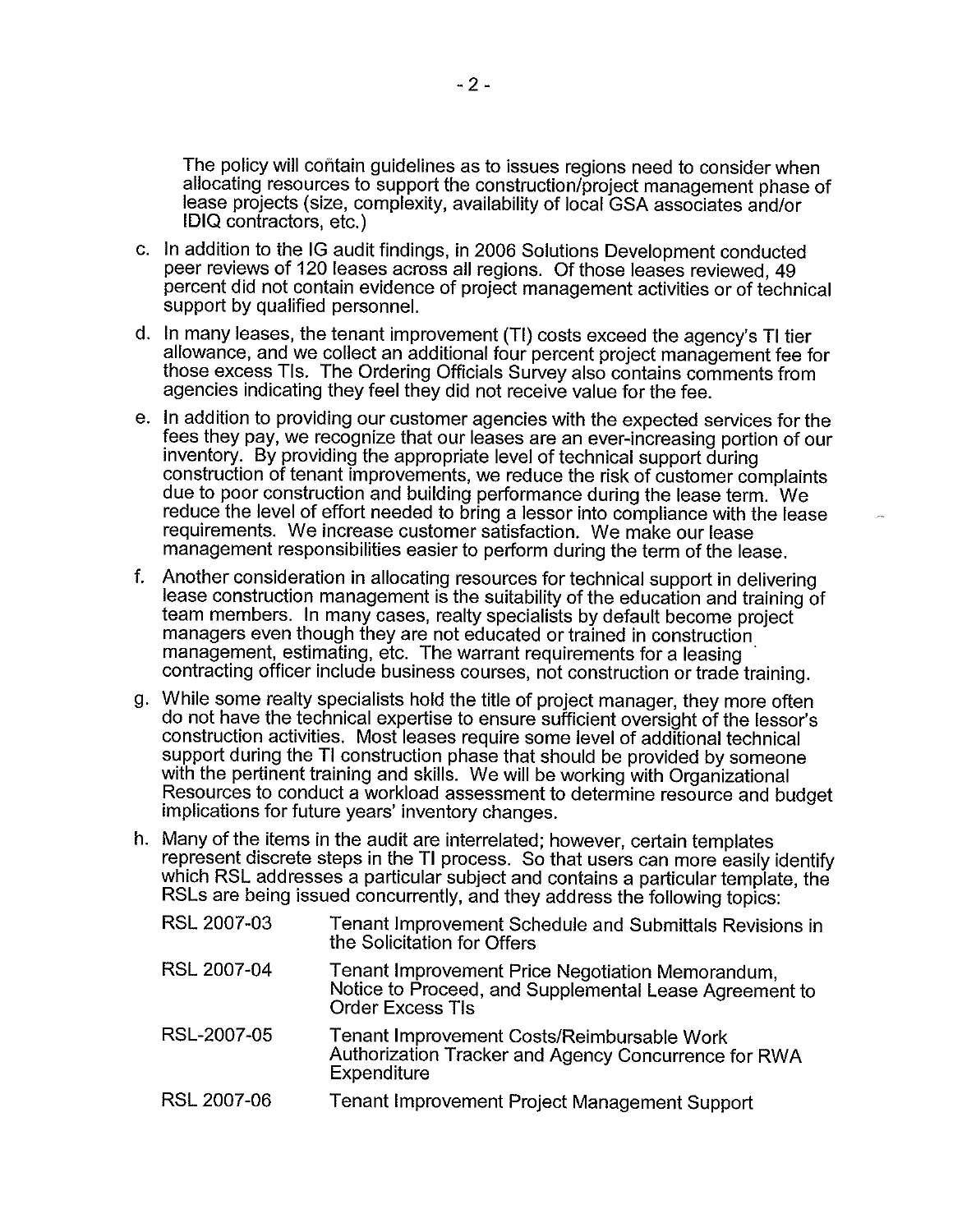The policy will contain guidelines as to issues regions need to consider when allocating resources to support the construction/project management phase of lease projects (size, complexity, availability of local GSA associates and/or IDIQ contractors, etc.)

c. In addition to the IG audit findings, in 2006 Solutions Development conducted peer reviews of 120 leases across all regions. Of those leases reviewed, 49 percent did not contain evidence of project management activities or of technical support by qualified personnel.

d. In many leases, the tenant improvement (TI) costs exceed the agency's TI tier allowance, and we collect an additional four percent project management fee for those excess TIs. The Ordering Officials Survey also contains comments from agencies indicating they feel they did not receive value for the fee.

e. In addition to providing our customer agencies with the expected services for the fees they pay, we recognize that our leases are an ever-increasing portion of our inventory. By providing the appropriate level of technical support during construction of tenant improvements, we reduce the risk of customer complaints due to poor construction and building performance during the lease term. We reduce the level of effort needed to bring a lessor into compliance with the lease requirements. We increase customer satisfaction. We make our lease management responsibilities easier to perform during the term of the lease.

f. Another consideration in allocating resources for technical support in delivering lease construction management is the suitability of the education and training of team members. In many cases, realty specialists by default become project managers even though they are not educated or trained in construction management, estimating, etc. The warrant requirements for a leasing contracting officer include business courses, not construction or trade training.

g. While some realty specialists hold the title of project manager, they more often do not have the technical expertise to ensure sufficient oversight of the lessor's construction activities. Most leases require some level of additional technical support during the TI construction phase that should be provided by someone with the pertinent training and skills. We will be working with Organizational Resources to conduct a workload assessment to determine resource and budget implications for future years' inventory changes.

h. Many of the items in the audit are interrelated; however, certain templates represent discrete steps in the TI process. So that users can more easily identify which RSL addresses a particular subject and contains a particular template, the RSLs are being issued concurrently, and they address the following topics:

| | |
|---|---|
| RSL 2007-03 | Tenant Improvement Schedule and Submittals Revisions in the Solicitation for Offers |
| RSL 2007-04 | Tenant Improvement Price Negotiation Memorandum, Notice to Proceed, and Supplemental Lease Agreement to Order Excess TIs |
| RSL-2007-05 | Tenant Improvement Costs/Reimbursable Work Authorization Tracker and Agency Concurrence for RWA Expenditure |
| RSL 2007-06 | Tenant Improvement Project Management Support |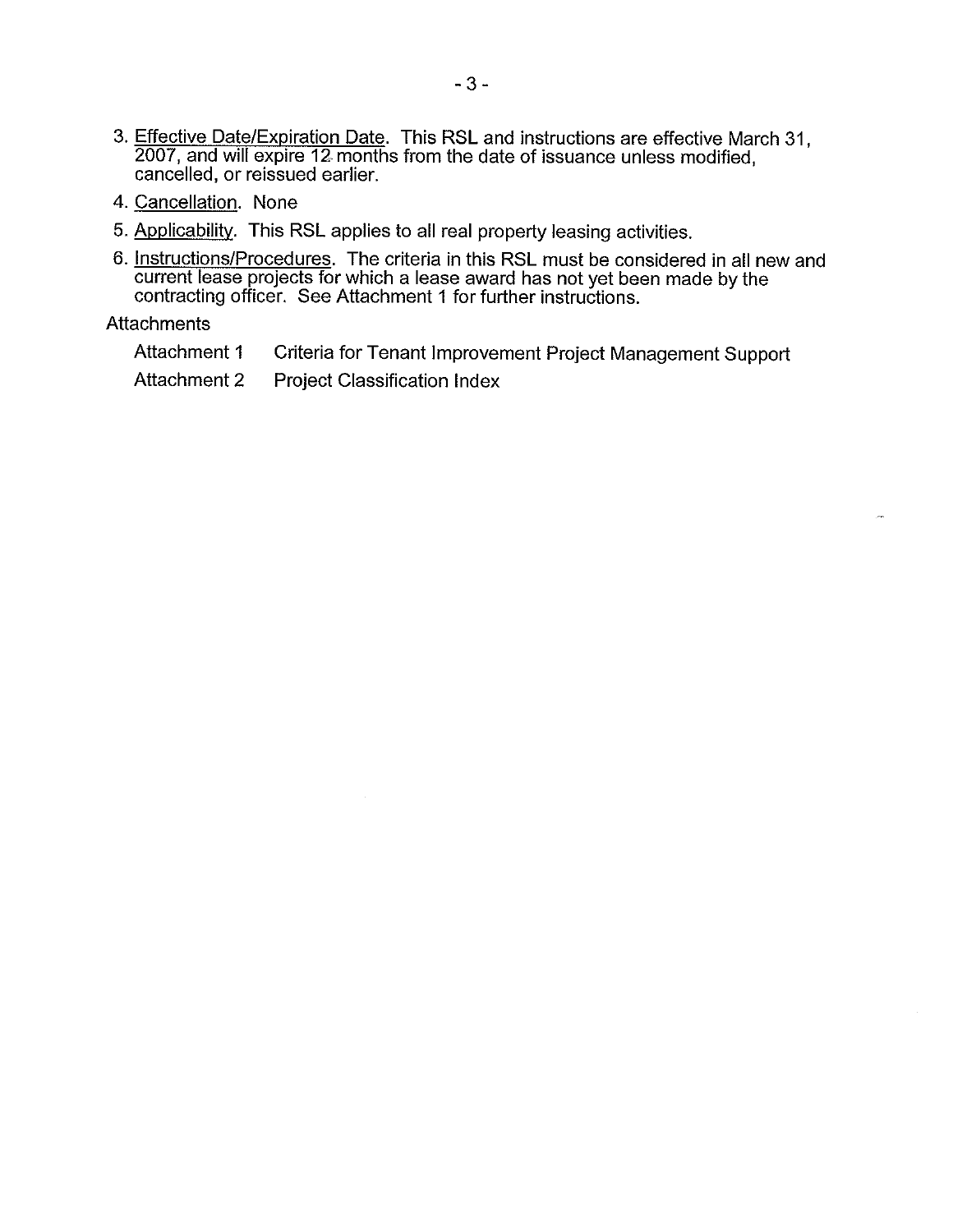3. Effective Date/Expiration Date. This RSL and instructions are effective March 31, 2007, and will expire 12 months from the date of issuance unless modified, cancelled, or reissued earlier.

4. Cancellation. None

5. Applicability. This RSL applies to all real property leasing activities.

6. Instructions/Procedures. The criteria in this RSL must be considered in all new and current lease projects for which a lease award has not yet been made by the contracting officer. See Attachment 1 for further instructions.

Attachments

Attachment 1 Criteria for Tenant Improvement Project Management Support

Attachment 2 Project Classification Index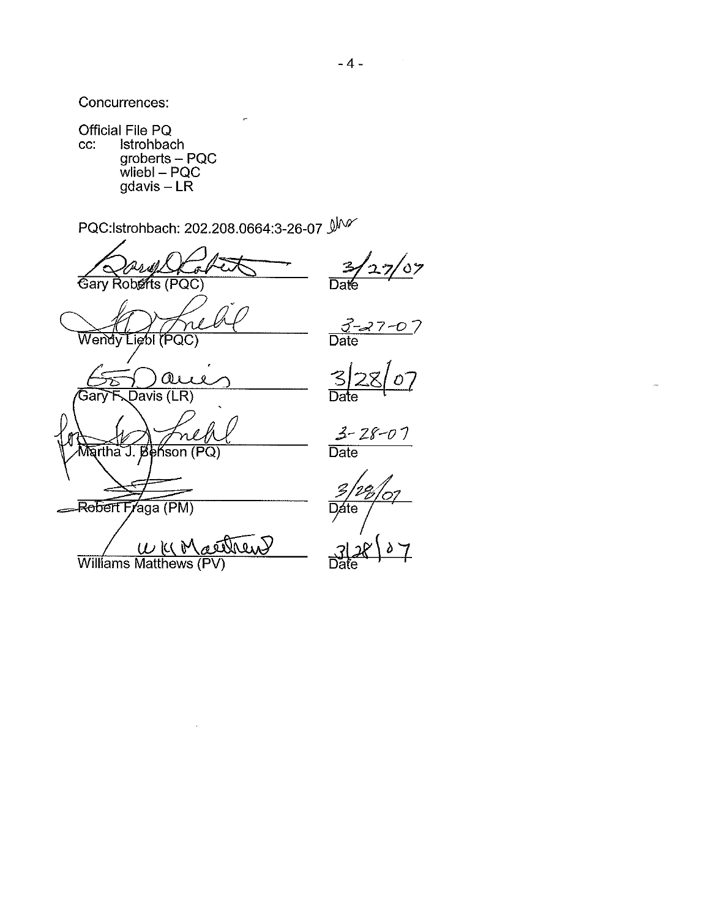Concurrences:

Official File PQ
cc: lstrohbach
groberts – PQC
wliebl – PQC
gdavis – LR

PQC:lstrohbach: 202.208.0664:3-26-07

| Name | Date |
|---|---|
| Gary Roberts (PQC) | 3/27/07 |
| Wendy Liebl (PQC) | 3-27-07 |
| Gary F. Davis (LR) | 3/28/07 |
| for Martha J. Benson (PQ) | 3-28-07 |
| Robert Fraga (PM) | 3/28/07 |
| Williams Matthews (PV) | 3/28/07 |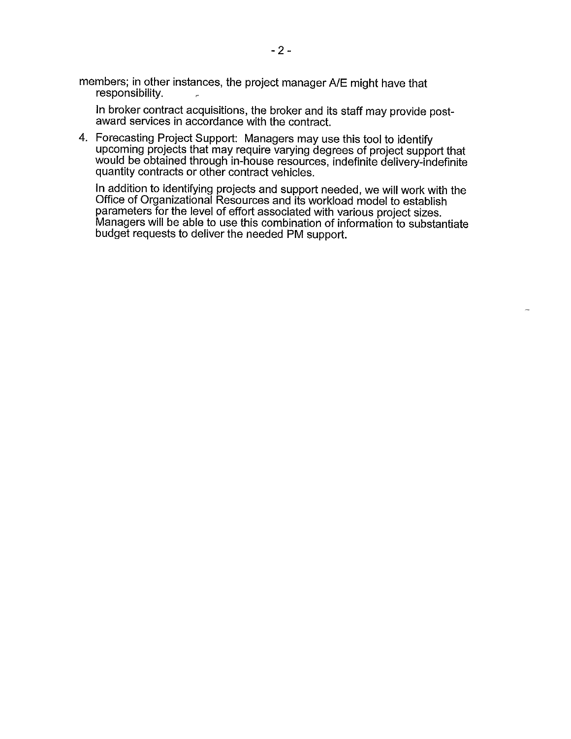members; in other instances, the project manager A/E might have that responsibility.

In broker contract acquisitions, the broker and its staff may provide post-award services in accordance with the contract.

4. Forecasting Project Support: Managers may use this tool to identify upcoming projects that may require varying degrees of project support that would be obtained through in-house resources, indefinite delivery-indefinite quantity contracts or other contract vehicles.

   In addition to identifying projects and support needed, we will work with the Office of Organizational Resources and its workload model to establish parameters for the level of effort associated with various project sizes. Managers will be able to use this combination of information to substantiate budget requests to deliver the needed PM support.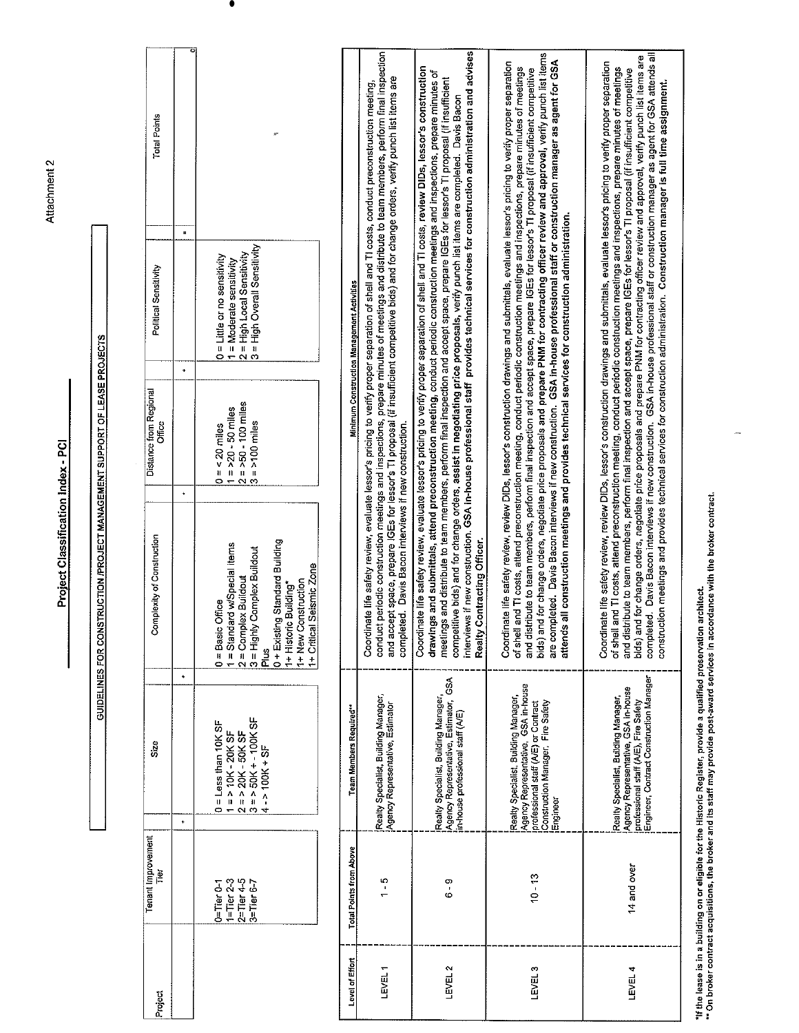Attachment 2

# Project Classification Index - PCI

## GUIDELINES FOR CONSTRUCTION /PROJECT MANAGEMENT SUPPORT OF LEASE PROJECTS

| Project | Tenant Improvement Tier | | Size | | Complexity of Construction | | Distance from Regional Office | | Political Sensitivity | | Total Points |
|---|---|---|---|---|---|---|---|---|---|---|---|
| | | + | | + | | + | | + | | = | 0 |
| | 0=Tier 0-1<br>1=Tier 2-3<br>2=Tier 4-5<br>3=Tier 6-7 | | 0 = Less than 10K SF<br>1 = > 10K - 20K SF<br>2 = > 20K - 50K SF<br>3 = > 50K + - 100K SF<br>4 - > 100K + SF | | 0 = Basic Office<br>1 = Standard w/Special Items<br>2 = Complex Buildout<br>3 = Highly Complex Buildout<br>Plus<br>0 + Existing Standard Building<br>1+ Historic Building*<br>1+ New Construction<br>1+ Critical Seismic Zone | | 0 = < 20 miles<br>1 = >20 - 50 miles<br>2 = >50 - 100 miles<br>3 = >100 miles | | 0 = Little or no sensitivity<br>1 = Moderate sensitivity<br>2 = High Local Sensitivity<br>3 = High Overall Sensitivity | | |

| Level of Effort | Total Points from Above | Team Members Required** | Minimum Construction Management Activities |
|---|---|---|---|
| LEVEL 1 | 1 - 5 | Realty Specialist, Building Manager, Agency Representative, Estimator | Coordinate life safety review, evaluate lessor's pricing to verify proper separation of shell and TI costs, conduct preconstruction meeting, conduct periodic construction meetings and inspections, prepare minutes of meetings and distribute to team members, perform final inspection and accept space, prepare IGEs for lessor's TI proposal (if insufficient competitive bids) and for change orders, verify punch list items are completed. Davis Bacon interviews if new construction. |
| LEVEL 2 | 6 - 9 | Realty Specialist, Building Manager, Agency Representative, Estimator, GSA in-house professional staff (A/E) | Coordinate life safety review, evaluate lessor's pricing to verify proper separation of shell and TI costs, **review DIDs, lessor's construction drawings and submittals, attend preconstruction meeting**, conduct periodic construction meetings and inspections, prepare minutes of meetings and distribute to team members, perform final inspection and accept space, prepare IGEs for lessor's TI proposal (if insufficient competitive bids) and for change orders, **assist in negotiating price proposals**, verify punch list items are completed. Davis Bacon interviews if new construction. **GSA in-house professional staff provides technical services for construction administration and advises Realty Contracting Officer.** |
| LEVEL 3 | 10 - 13 | Realty Specialist, Building Manager, Agency Representative, GSA in-house professional staff (A/E) or Contract Construction Manager, Fire Safety Engineer | Coordinate life safety review, review DIDs, lessor's construction drawings and submittals, evaluate lessor's pricing to verify proper separation of shell and TI costs, attend preconstruction meeting, conduct periodic construction meetings and inspections, prepare minutes of meetings and distribute to team members, perform final inspection and accept space, prepare IGEs for lessor's TI proposal (if insufficient competitive bids) and for change orders, negotiate price proposals **and prepare PNM for contracting officer review and approval**, verify punch list items are completed. Davis Bacon interviews if new construction. **GSA in-house professional staff or construction manager as agent for GSA attends all construction meetings and provides technical services for construction administration.** |
| LEVEL 4 | 14 and over | Realty Specialist, Building Manager, Agency Representative, GSA in-house professional staff (A/E), Fire Safety Engineer, Contract Construction Manager | Coordinate life safety review, review DIDs, lessor's construction drawings and submittals, evaluate lessor's pricing to verify proper separation of shell and TI costs, attend preconstruction meeting, conduct periodic construction meetings and inspections, prepare minutes of meetings and distribute to team members, perform final inspection and accept space, prepare IGEs for lessor's TI proposal (if insufficient competitive bids) and for change orders, negotiate price proposals and prepare PNM for contracting officer review and approval, verify punch list items are completed. Davis Bacon interviews if new construction. GSA in-house professional staff or construction manager as agent for GSA attends all construction meetings and provides technical services for construction administration. **Construction manager is full time assignment.** |

*If the lease is in a building on or eligible for the Historic Register, provide a qualified preservation architect.
** On broker contract acquisitions, the broker and its staff may provide post-award services in accordance with the broker contract.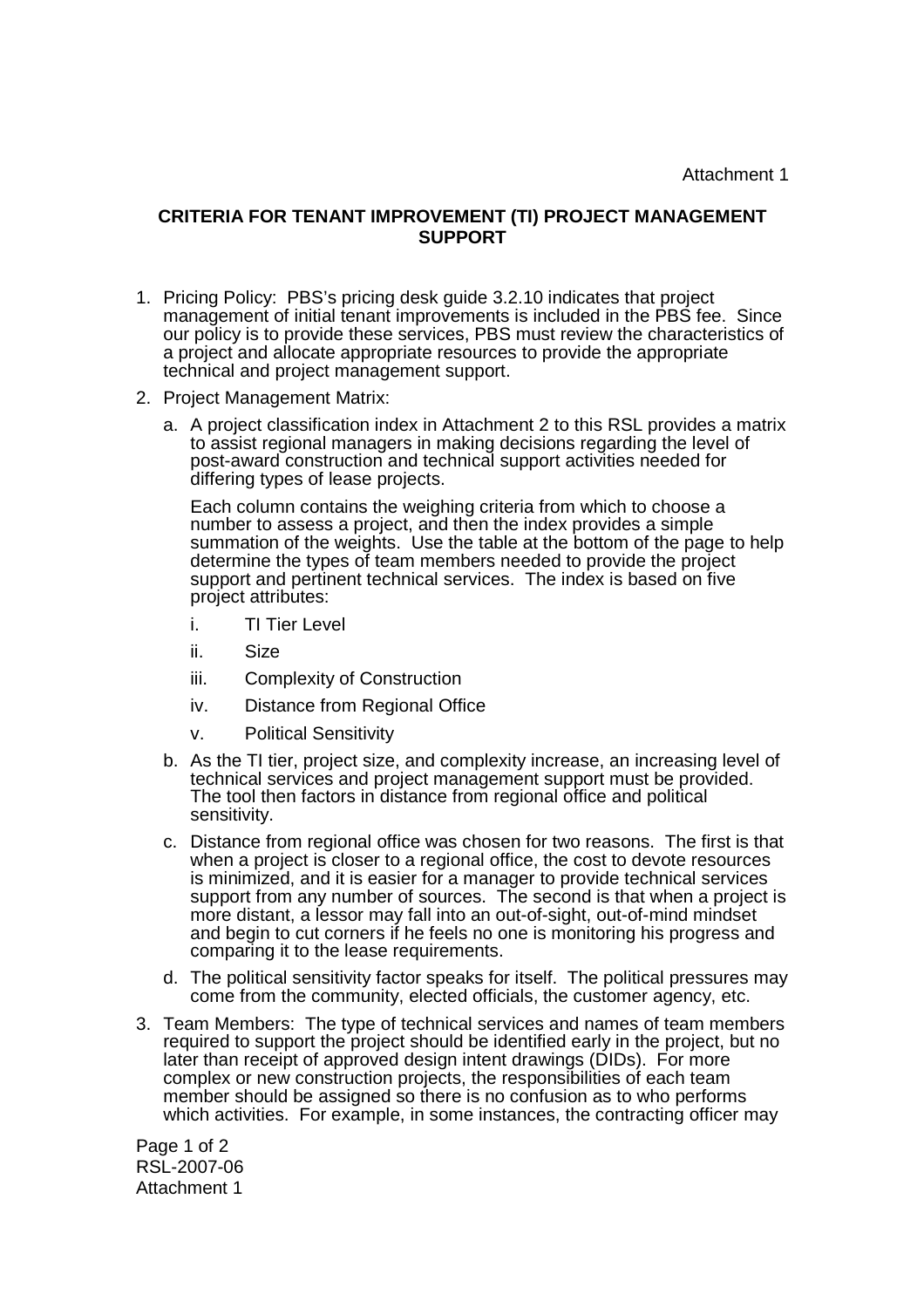Attachment 1

**CRITERIA FOR TENANT IMPROVEMENT (TI) PROJECT MANAGEMENT SUPPORT**

1. Pricing Policy: PBS's pricing desk guide 3.2.10 indicates that project management of initial tenant improvements is included in the PBS fee. Since our policy is to provide these services, PBS must review the characteristics of a project and allocate appropriate resources to provide the appropriate technical and project management support.

2. Project Management Matrix:

   a. A project classification index in Attachment 2 to this RSL provides a matrix to assist regional managers in making decisions regarding the level of post-award construction and technical support activities needed for differing types of lease projects.

      Each column contains the weighing criteria from which to choose a number to assess a project, and then the index provides a simple summation of the weights. Use the table at the bottom of the page to help determine the types of team members needed to provide the project support and pertinent technical services. The index is based on five project attributes:

      i. TI Tier Level
      ii. Size
      iii. Complexity of Construction
      iv. Distance from Regional Office
      v. Political Sensitivity

   b. As the TI tier, project size, and complexity increase, an increasing level of technical services and project management support must be provided. The tool then factors in distance from regional office and political sensitivity.

   c. Distance from regional office was chosen for two reasons. The first is that when a project is closer to a regional office, the cost to devote resources is minimized, and it is easier for a manager to provide technical services support from any number of sources. The second is that when a project is more distant, a lessor may fall into an out-of-sight, out-of-mind mindset and begin to cut corners if he feels no one is monitoring his progress and comparing it to the lease requirements.

   d. The political sensitivity factor speaks for itself. The political pressures may come from the community, elected officials, the customer agency, etc.

3. Team Members: The type of technical services and names of team members required to support the project should be identified early in the project, but no later than receipt of approved design intent drawings (DIDs). For more complex or new construction projects, the responsibilities of each team member should be assigned so there is no confusion as to who performs which activities. For example, in some instances, the contracting officer may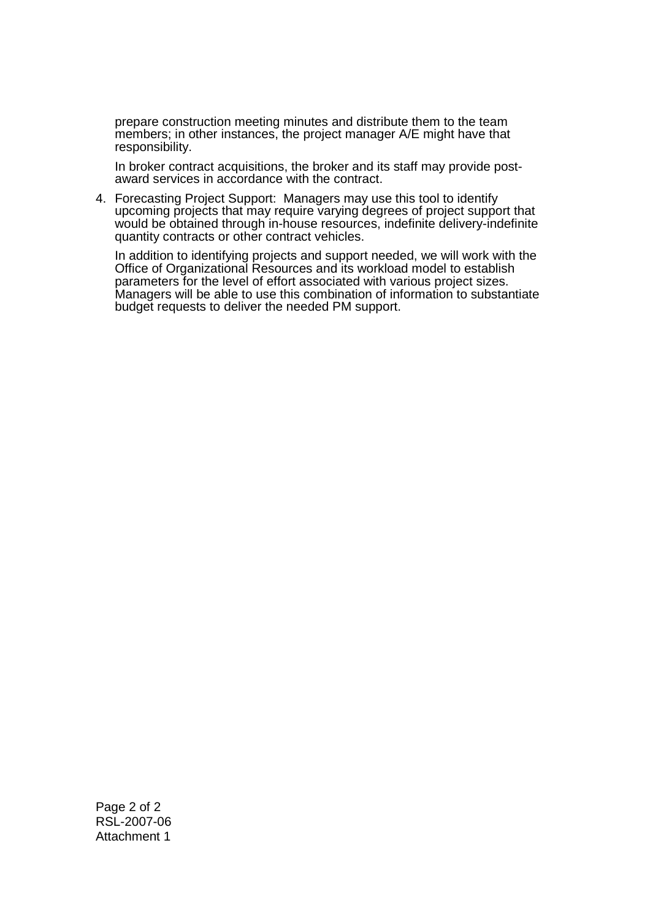prepare construction meeting minutes and distribute them to the team members; in other instances, the project manager A/E might have that responsibility.

In broker contract acquisitions, the broker and its staff may provide post-award services in accordance with the contract.

4. Forecasting Project Support: Managers may use this tool to identify upcoming projects that may require varying degrees of project support that would be obtained through in-house resources, indefinite delivery-indefinite quantity contracts or other contract vehicles.

   In addition to identifying projects and support needed, we will work with the Office of Organizational Resources and its workload model to establish parameters for the level of effort associated with various project sizes. Managers will be able to use this combination of information to substantiate budget requests to deliver the needed PM support.

RSL-2007-06
Attachment 1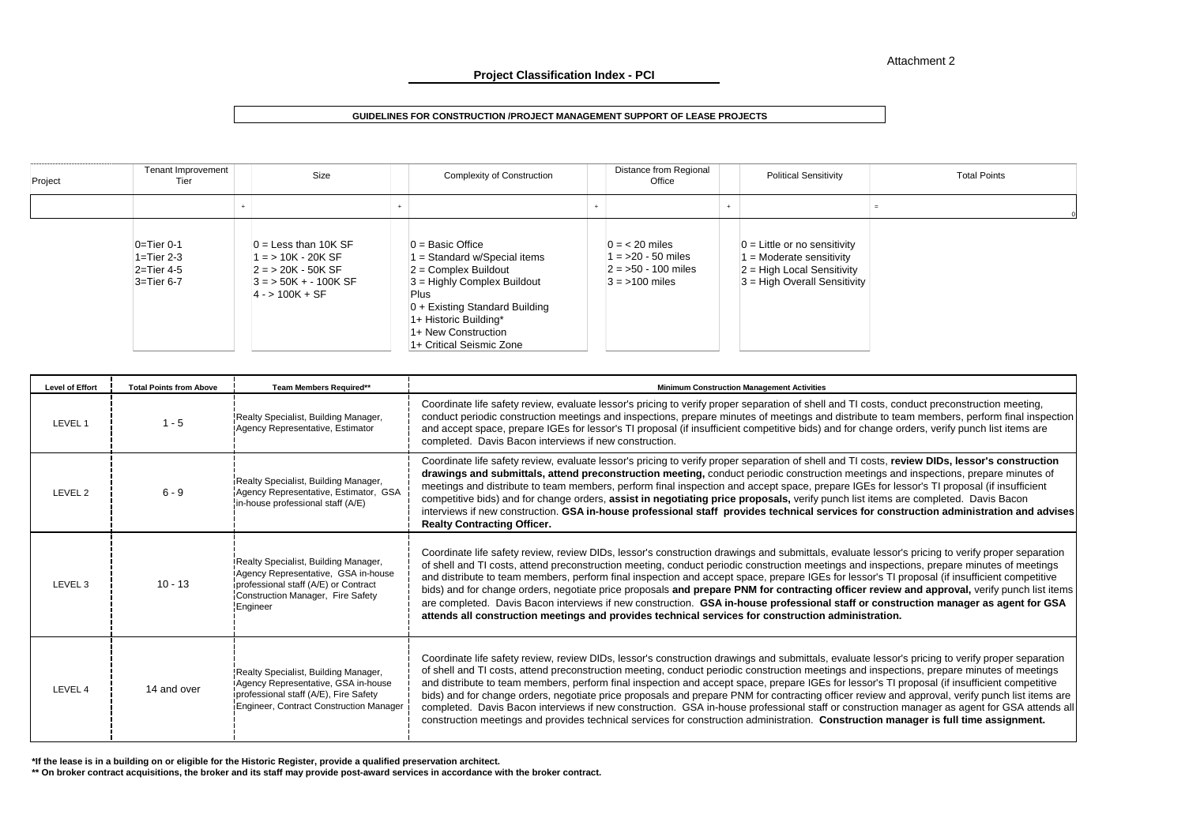Attachment 2

## Project Classification Index - PCI

**GUIDELINES FOR CONSTRUCTION /PROJECT MANAGEMENT SUPPORT OF LEASE PROJECTS**

| Project | Tenant Improvement Tier | | Size | | Complexity of Construction | | Distance from Regional Office | | Political Sensitivity | | Total Points |
|---|---|---|---|---|---|---|---|---|---|---|---|
| | | + | | + | | + | | + | | = | 0 |
| | 0=Tier 0-1<br>1=Tier 2-3<br>2=Tier 4-5<br>3=Tier 6-7 | | 0 = Less than 10K SF<br>1 = > 10K - 20K SF<br>2 = > 20K - 50K SF<br>3 = > 50K + - 100K SF<br>4 - > 100K + SF | | 0 = Basic Office<br>1 = Standard w/Special items<br>2 = Complex Buildout<br>3 = Highly Complex Buildout<br>Plus<br>0 + Existing Standard Building<br>1+ Historic Building*<br>1+ New Construction<br>1+ Critical Seismic Zone | | 0 = < 20 miles<br>1 = >20 - 50 miles<br>2 = >50 - 100 miles<br>3 = >100 miles | | 0 = Little or no sensitivity<br>1 = Moderate sensitivity<br>2 = High Local Sensitivity<br>3 = High Overall Sensitivity | | |

| Level of Effort | Total Points from Above | Team Members Required** | Minimum Construction Management Activities |
|---|---|---|---|
| LEVEL 1 | 1 - 5 | Realty Specialist, Building Manager, Agency Representative, Estimator | Coordinate life safety review, evaluate lessor's pricing to verify proper separation of shell and TI costs, conduct preconstruction meeting, conduct periodic construction meetings and inspections, prepare minutes of meetings and distribute to team members, perform final inspection and accept space, prepare IGEs for lessor's TI proposal (if insufficient competitive bids) and for change orders, verify punch list items are completed. Davis Bacon interviews if new construction. |
| LEVEL 2 | 6 - 9 | Realty Specialist, Building Manager, Agency Representative, Estimator, GSA in-house professional staff (A/E) | Coordinate life safety review, evaluate lessor's pricing to verify proper separation of shell and TI costs, **review DIDs, lessor's construction drawings and submittals, attend preconstruction meeting,** conduct periodic construction meetings and inspections, prepare minutes of meetings and distribute to team members, perform final inspection and accept space, prepare IGEs for lessor's TI proposal (if insufficient competitive bids) and for change orders, **assist in negotiating price proposals,** verify punch list items are completed. Davis Bacon interviews if new construction. **GSA in-house professional staff provides technical services for construction administration and advises Realty Contracting Officer.** |
| LEVEL 3 | 10 - 13 | Realty Specialist, Building Manager, Agency Representative, GSA in-house professional staff (A/E) or Contract Construction Manager, Fire Safety Engineer | Coordinate life safety review, review DIDs, lessor's construction drawings and submittals, evaluate lessor's pricing to verify proper separation of shell and TI costs, attend preconstruction meeting, conduct periodic construction meetings and inspections, prepare minutes of meetings and distribute to team members, perform final inspection and accept space, prepare IGEs for lessor's TI proposal (if insufficient competitive bids) and for change orders, negotiate price proposals **and prepare PNM for contracting officer review and approval,** verify punch list items are completed. Davis Bacon interviews if new construction. **GSA in-house professional staff or construction manager as agent for GSA attends all construction meetings and provides technical services for construction administration.** |
| LEVEL 4 | 14 and over | Realty Specialist, Building Manager, Agency Representative, GSA in-house professional staff (A/E), Fire Safety Engineer, Contract Construction Manager | Coordinate life safety review, review DIDs, lessor's construction drawings and submittals, evaluate lessor's pricing to verify proper separation of shell and TI costs, attend preconstruction meeting, conduct periodic construction meetings and inspections, prepare minutes of meetings and distribute to team members, perform final inspection and accept space, prepare IGEs for lessor's TI proposal (if insufficient competitive bids) and for change orders, negotiate price proposals and prepare PNM for contracting officer review and approval, verify punch list items are completed. Davis Bacon interviews if new construction. GSA in-house professional staff or construction manager as agent for GSA attends all construction meetings and provides technical services for construction administration. **Construction manager is full time assignment.** |

**\*If the lease is in a building on or eligible for the Historic Register, provide a qualified preservation architect.**

**\*\* On broker contract acquisitions, the broker and its staff may provide post-award services in accordance with the broker contract.**